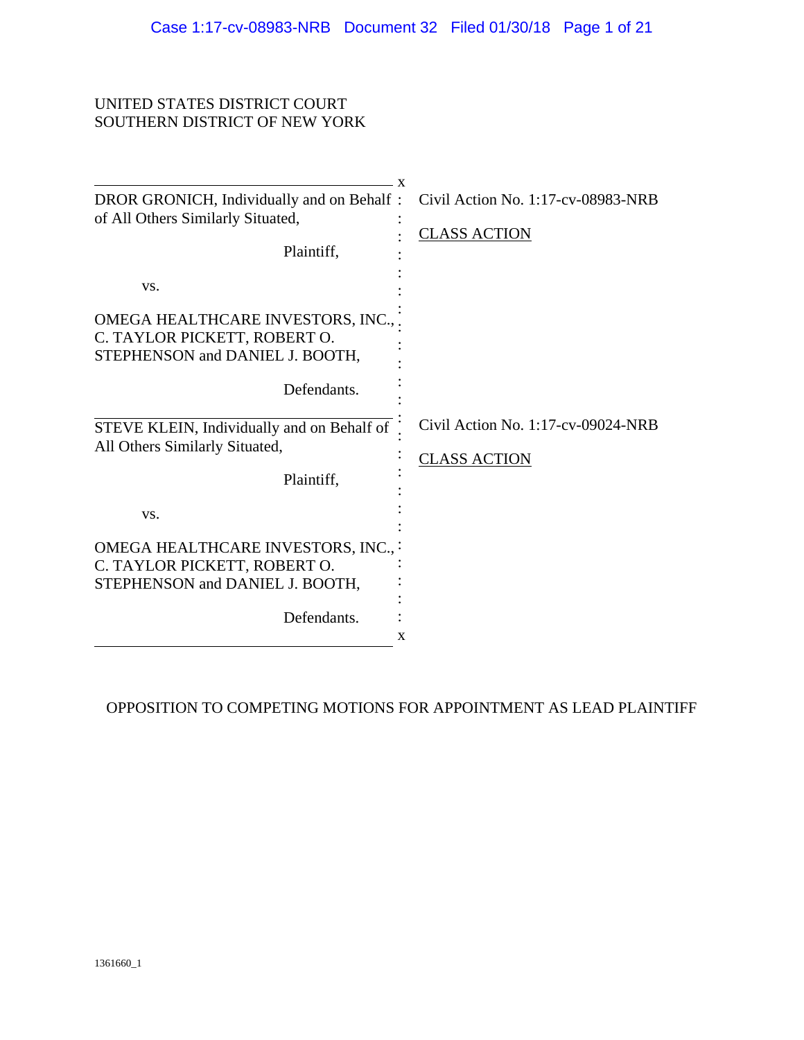UNITED STATES DISTRICT COURT
SOUTHERN DISTRICT OF NEW YORK

| | |
|---|---|
| DROR GRONICH, Individually and on Behalf of All Others Similarly Situated,<br><br>Plaintiff,<br><br>vs.<br><br>OMEGA HEALTHCARE INVESTORS, INC., C. TAYLOR PICKETT, ROBERT O. STEPHENSON and DANIEL J. BOOTH,<br><br>Defendants. | Civil Action No. 1:17-cv-08983-NRB<br><br><u>CLASS ACTION</u> |
| STEVE KLEIN, Individually and on Behalf of All Others Similarly Situated,<br><br>Plaintiff,<br><br>vs.<br><br>OMEGA HEALTHCARE INVESTORS, INC., C. TAYLOR PICKETT, ROBERT O. STEPHENSON and DANIEL J. BOOTH,<br><br>Defendants. | Civil Action No. 1:17-cv-09024-NRB<br><br><u>CLASS ACTION</u> |

OPPOSITION TO COMPETING MOTIONS FOR APPOINTMENT AS LEAD PLAINTIFF

1361660_1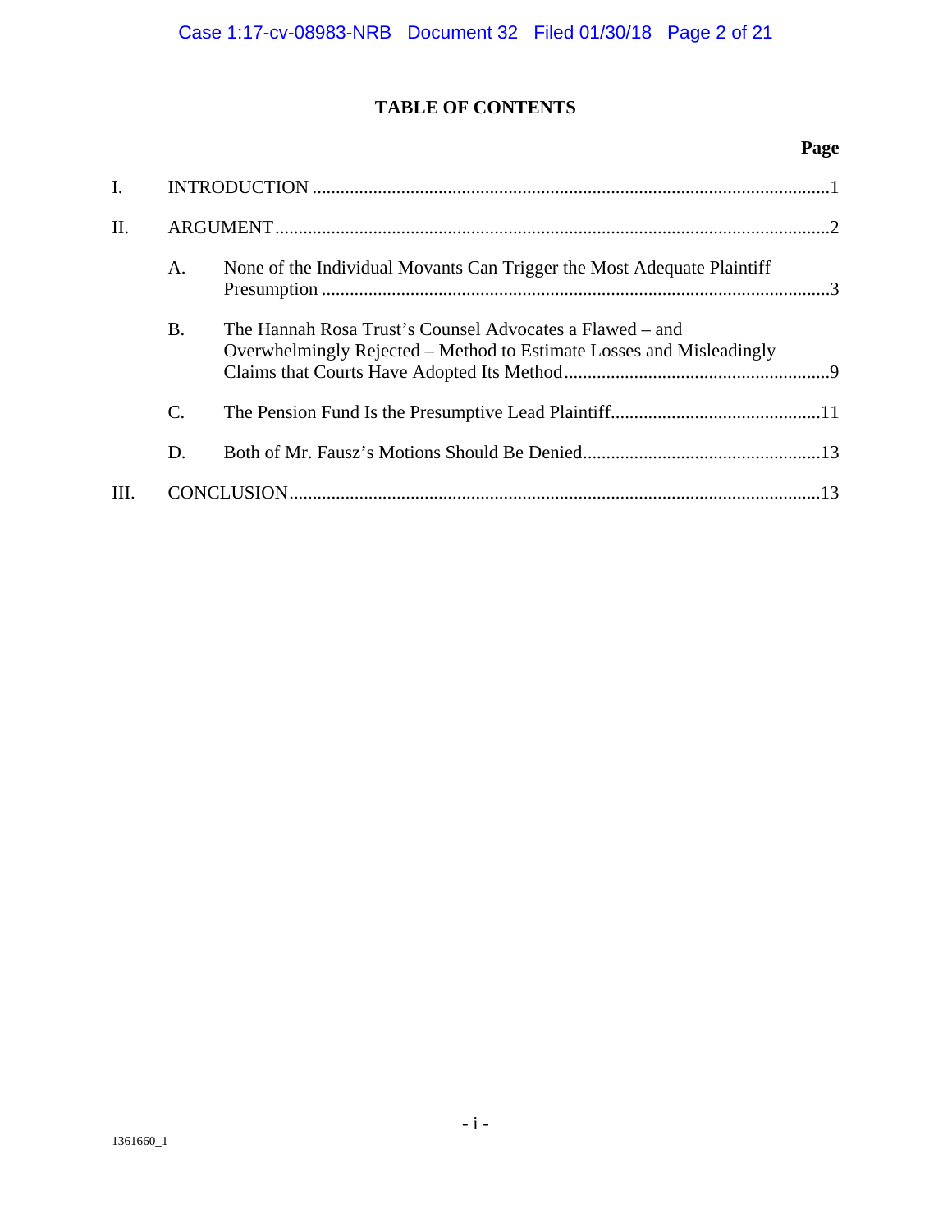# TABLE OF CONTENTS

| | | Page |
|---|---|---|
| I. | INTRODUCTION | 1 |
| II. | ARGUMENT | 2 |
| | A. None of the Individual Movants Can Trigger the Most Adequate Plaintiff Presumption | 3 |
| | B. The Hannah Rosa Trust's Counsel Advocates a Flawed – and Overwhelmingly Rejected – Method to Estimate Losses and Misleadingly Claims that Courts Have Adopted Its Method | 9 |
| | C. The Pension Fund Is the Presumptive Lead Plaintiff | 11 |
| | D. Both of Mr. Fausz's Motions Should Be Denied | 13 |
| III. | CONCLUSION | 13 |

1361660_1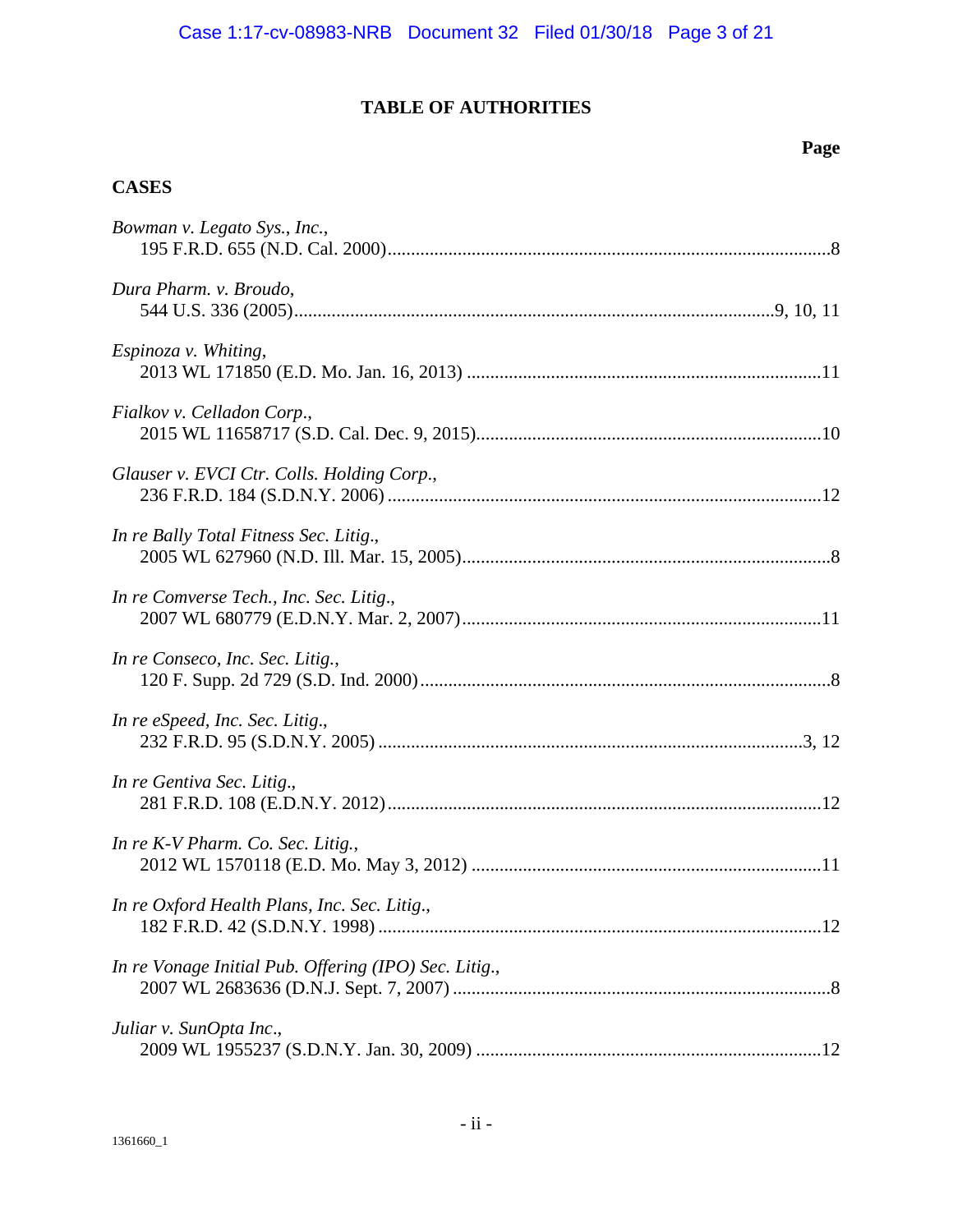# TABLE OF AUTHORITIES

**Page**

## CASES

*Bowman v. Legato Sys., Inc.*,
195 F.R.D. 655 (N.D. Cal. 2000) ............ 8

*Dura Pharm. v. Broudo*,
544 U.S. 336 (2005) ............ 9, 10, 11

*Espinoza v. Whiting*,
2013 WL 171850 (E.D. Mo. Jan. 16, 2013) ............ 11

*Fialkov v. Celladon Corp.*,
2015 WL 11658717 (S.D. Cal. Dec. 9, 2015) ............ 10

*Glauser v. EVCI Ctr. Colls. Holding Corp.*,
236 F.R.D. 184 (S.D.N.Y. 2006) ............ 12

*In re Bally Total Fitness Sec. Litig.*,
2005 WL 627960 (N.D. Ill. Mar. 15, 2005) ............ 8

*In re Comverse Tech., Inc. Sec. Litig.*,
2007 WL 680779 (E.D.N.Y. Mar. 2, 2007) ............ 11

*In re Conseco, Inc. Sec. Litig.*,
120 F. Supp. 2d 729 (S.D. Ind. 2000) ............ 8

*In re eSpeed, Inc. Sec. Litig.*,
232 F.R.D. 95 (S.D.N.Y. 2005) ............ 3, 12

*In re Gentiva Sec. Litig.*,
281 F.R.D. 108 (E.D.N.Y. 2012) ............ 12

*In re K-V Pharm. Co. Sec. Litig.*,
2012 WL 1570118 (E.D. Mo. May 3, 2012) ............ 11

*In re Oxford Health Plans, Inc. Sec. Litig.*,
182 F.R.D. 42 (S.D.N.Y. 1998) ............ 12

*In re Vonage Initial Pub. Offering (IPO) Sec. Litig.*,
2007 WL 2683636 (D.N.J. Sept. 7, 2007) ............ 8

*Juliar v. SunOpta Inc.*,
2009 WL 1955237 (S.D.N.Y. Jan. 30, 2009) ............ 12

1361660_1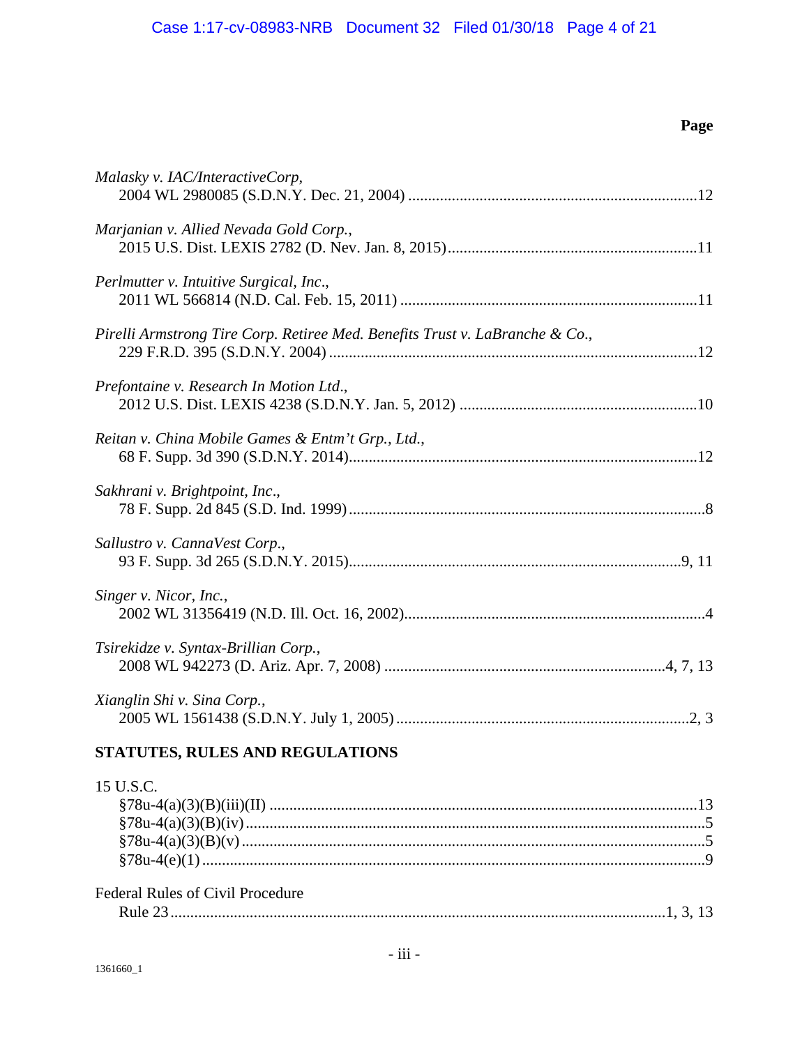| | Page |
|---|---|
| *Malasky v. IAC/InteractiveCorp*, 2004 WL 2980085 (S.D.N.Y. Dec. 21, 2004) | 12 |
| *Marjanian v. Allied Nevada Gold Corp.*, 2015 U.S. Dist. LEXIS 2782 (D. Nev. Jan. 8, 2015) | 11 |
| *Perlmutter v. Intuitive Surgical, Inc*., 2011 WL 566814 (N.D. Cal. Feb. 15, 2011) | 11 |
| *Pirelli Armstrong Tire Corp. Retiree Med. Benefits Trust v. LaBranche & Co*., 229 F.R.D. 395 (S.D.N.Y. 2004) | 12 |
| *Prefontaine v. Research In Motion Ltd*., 2012 U.S. Dist. LEXIS 4238 (S.D.N.Y. Jan. 5, 2012) | 10 |
| *Reitan v. China Mobile Games & Entm't Grp., Ltd.*, 68 F. Supp. 3d 390 (S.D.N.Y. 2014) | 12 |
| *Sakhrani v. Brightpoint, Inc*., 78 F. Supp. 2d 845 (S.D. Ind. 1999) | 8 |
| *Sallustro v. CannaVest Corp*., 93 F. Supp. 3d 265 (S.D.N.Y. 2015) | 9, 11 |
| *Singer v. Nicor, Inc.*, 2002 WL 31356419 (N.D. Ill. Oct. 16, 2002) | 4 |
| *Tsirekidze v. Syntax-Brillian Corp.*, 2008 WL 942273 (D. Ariz. Apr. 7, 2008) | 4, 7, 13 |
| *Xianglin Shi v. Sina Corp.*, 2005 WL 1561438 (S.D.N.Y. July 1, 2005) | 2, 3 |

## STATUTES, RULES AND REGULATIONS

| | |
|---|---|
| 15 U.S.C. | |
| §78u-4(a)(3)(B)(iii)(II) | 13 |
| §78u-4(a)(3)(B)(iv) | 5 |
| §78u-4(a)(3)(B)(v) | 5 |
| §78u-4(e)(1) | 9 |
| Federal Rules of Civil Procedure | |
| Rule 23 | 1, 3, 13 |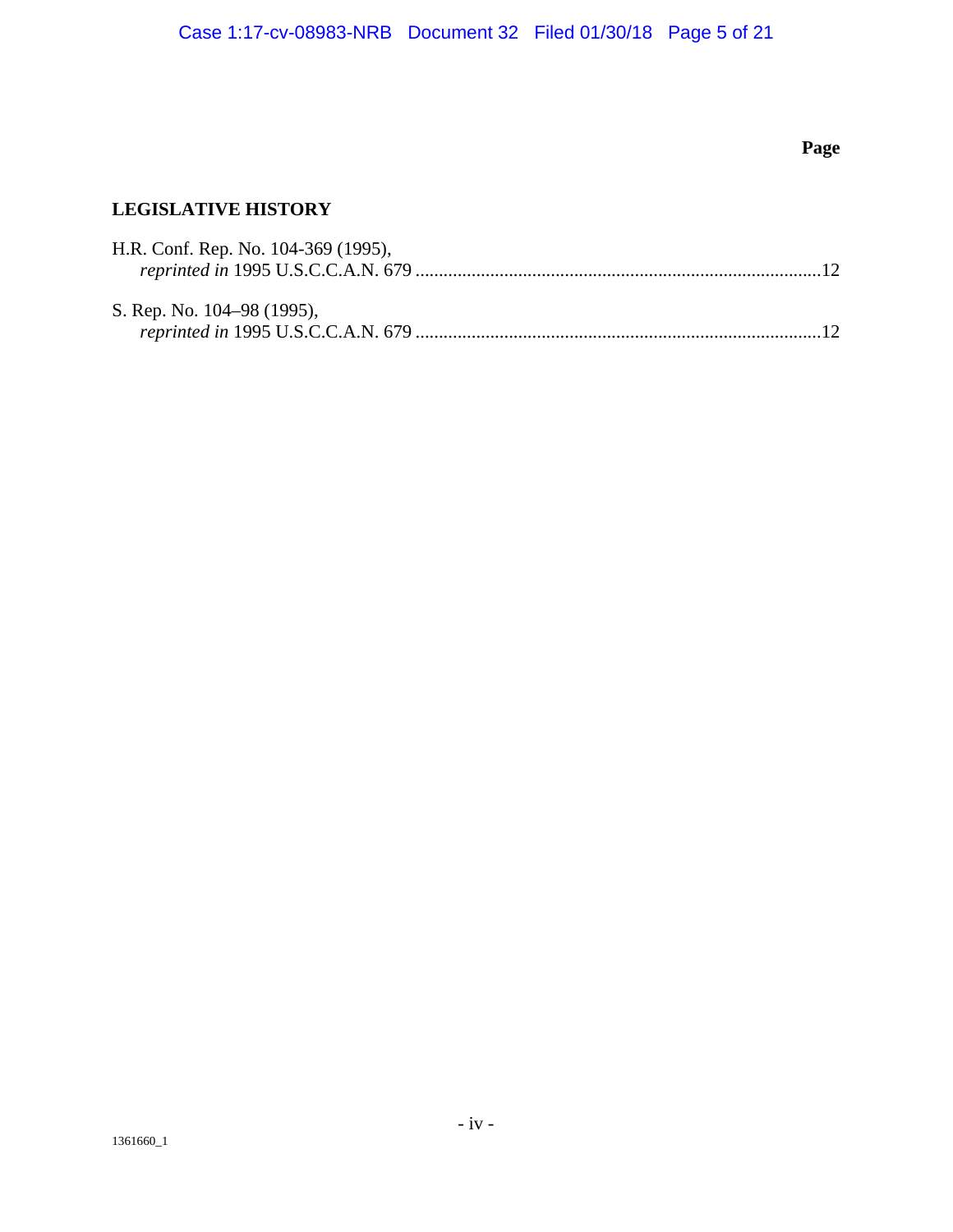Page

**LEGISLATIVE HISTORY**

H.R. Conf. Rep. No. 104-369 (1995),
*reprinted in* 1995 U.S.C.C.A.N. 679 .......................................................................................12

S. Rep. No. 104–98 (1995),
*reprinted in* 1995 U.S.C.C.A.N. 679 .......................................................................................12

1361660_1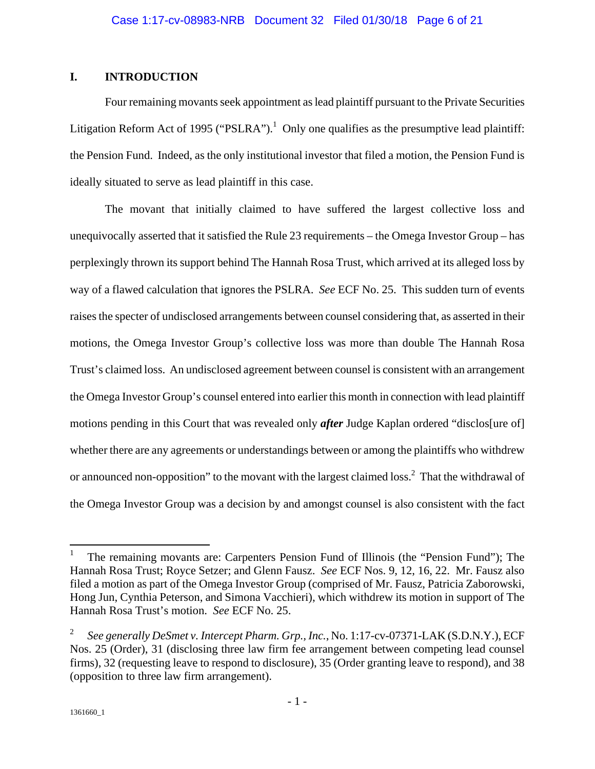## I. INTRODUCTION

Four remaining movants seek appointment as lead plaintiff pursuant to the Private Securities Litigation Reform Act of 1995 ("PSLRA").[1] Only one qualifies as the presumptive lead plaintiff: the Pension Fund. Indeed, as the only institutional investor that filed a motion, the Pension Fund is ideally situated to serve as lead plaintiff in this case.

The movant that initially claimed to have suffered the largest collective loss and unequivocally asserted that it satisfied the Rule 23 requirements – the Omega Investor Group – has perplexingly thrown its support behind The Hannah Rosa Trust, which arrived at its alleged loss by way of a flawed calculation that ignores the PSLRA. *See* ECF No. 25. This sudden turn of events raises the specter of undisclosed arrangements between counsel considering that, as asserted in their motions, the Omega Investor Group's collective loss was more than double The Hannah Rosa Trust's claimed loss. An undisclosed agreement between counsel is consistent with an arrangement the Omega Investor Group's counsel entered into earlier this month in connection with lead plaintiff motions pending in this Court that was revealed only ***after*** Judge Kaplan ordered "disclos[ure of] whether there are any agreements or understandings between or among the plaintiffs who withdrew or announced non-opposition" to the movant with the largest claimed loss.[2] That the withdrawal of the Omega Investor Group was a decision by and amongst counsel is also consistent with the fact

---

[1] The remaining movants are: Carpenters Pension Fund of Illinois (the "Pension Fund"); The Hannah Rosa Trust; Royce Setzer; and Glenn Fausz. *See* ECF Nos. 9, 12, 16, 22. Mr. Fausz also filed a motion as part of the Omega Investor Group (comprised of Mr. Fausz, Patricia Zaborowski, Hong Jun, Cynthia Peterson, and Simona Vacchieri), which withdrew its motion in support of The Hannah Rosa Trust's motion. *See* ECF No. 25.

[2] *See generally DeSmet v. Intercept Pharm. Grp., Inc.*, No. 1:17-cv-07371-LAK (S.D.N.Y.), ECF Nos. 25 (Order), 31 (disclosing three law firm fee arrangement between competing lead counsel firms), 32 (requesting leave to respond to disclosure), 35 (Order granting leave to respond), and 38 (opposition to three law firm arrangement).

1361660_1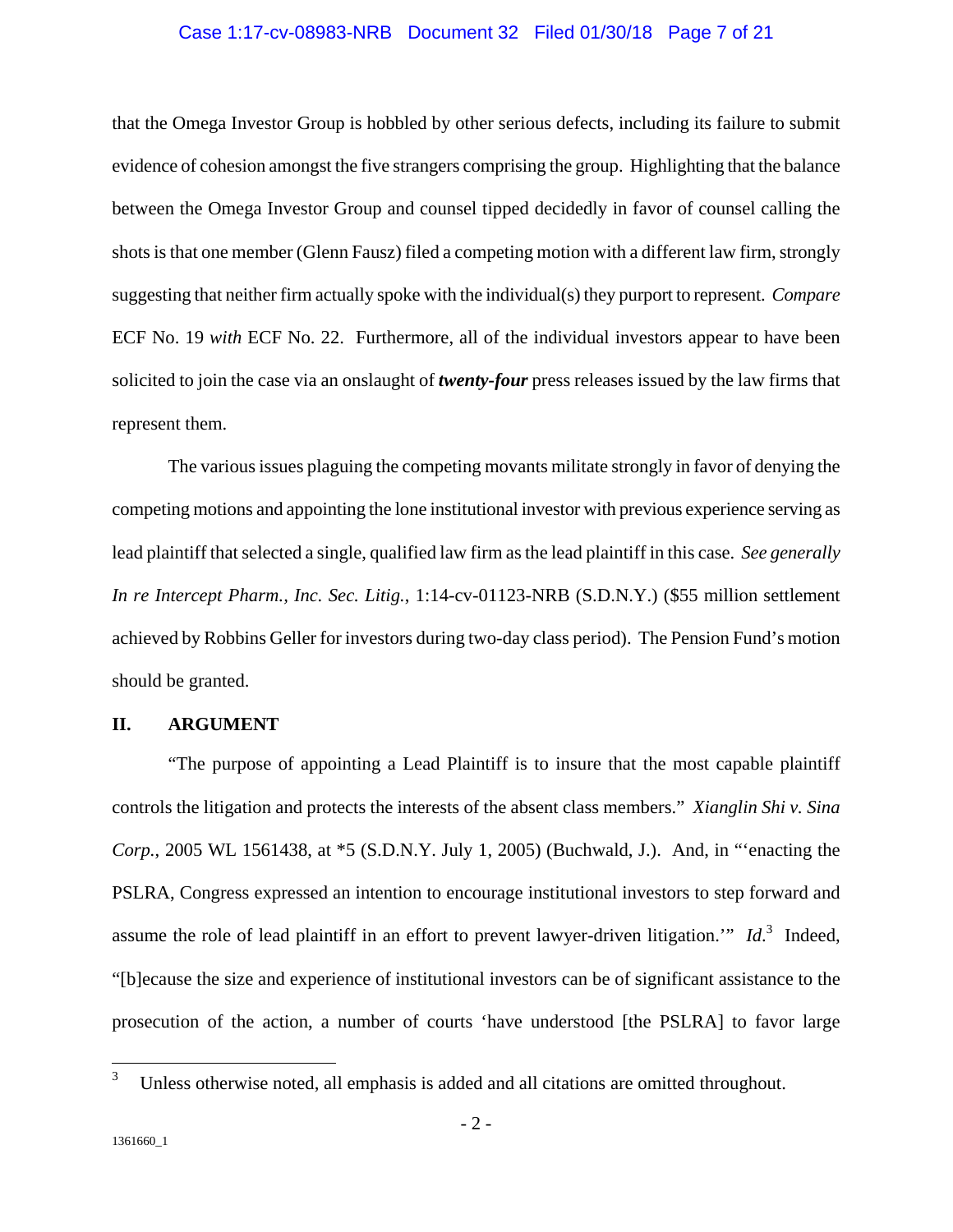that the Omega Investor Group is hobbled by other serious defects, including its failure to submit evidence of cohesion amongst the five strangers comprising the group. Highlighting that the balance between the Omega Investor Group and counsel tipped decidedly in favor of counsel calling the shots is that one member (Glenn Fausz) filed a competing motion with a different law firm, strongly suggesting that neither firm actually spoke with the individual(s) they purport to represent. *Compare* ECF No. 19 *with* ECF No. 22. Furthermore, all of the individual investors appear to have been solicited to join the case via an onslaught of ***twenty-four*** press releases issued by the law firms that represent them.

The various issues plaguing the competing movants militate strongly in favor of denying the competing motions and appointing the lone institutional investor with previous experience serving as lead plaintiff that selected a single, qualified law firm as the lead plaintiff in this case. *See generally In re Intercept Pharm., Inc. Sec. Litig.*, 1:14-cv-01123-NRB (S.D.N.Y.) ($55 million settlement achieved by Robbins Geller for investors during two-day class period). The Pension Fund's motion should be granted.

## II. ARGUMENT

"The purpose of appointing a Lead Plaintiff is to insure that the most capable plaintiff controls the litigation and protects the interests of the absent class members." *Xianglin Shi v. Sina Corp.*, 2005 WL 1561438, at *5 (S.D.N.Y. July 1, 2005) (Buchwald, J.). And, in "'enacting the PSLRA, Congress expressed an intention to encourage institutional investors to step forward and assume the role of lead plaintiff in an effort to prevent lawyer-driven litigation.'" *Id.*[3] Indeed, "[b]ecause the size and experience of institutional investors can be of significant assistance to the prosecution of the action, a number of courts 'have understood [the PSLRA] to favor large

[3] Unless otherwise noted, all emphasis is added and all citations are omitted throughout.

1361660_1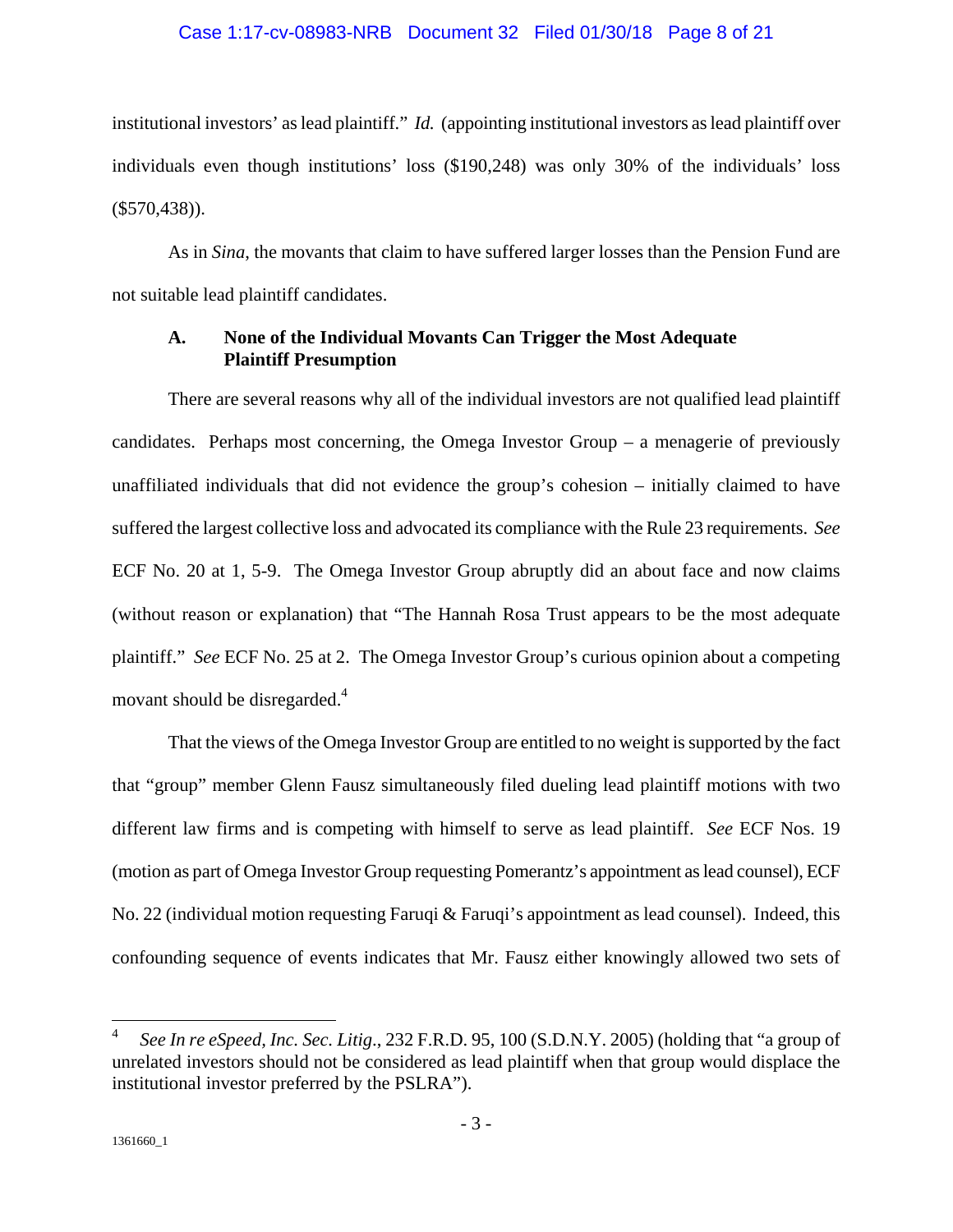institutional investors' as lead plaintiff." *Id.* (appointing institutional investors as lead plaintiff over individuals even though institutions' loss ($190,248) was only 30% of the individuals' loss ($570,438)).

As in *Sina*, the movants that claim to have suffered larger losses than the Pension Fund are not suitable lead plaintiff candidates.

### A. None of the Individual Movants Can Trigger the Most Adequate Plaintiff Presumption

There are several reasons why all of the individual investors are not qualified lead plaintiff candidates. Perhaps most concerning, the Omega Investor Group – a menagerie of previously unaffiliated individuals that did not evidence the group's cohesion – initially claimed to have suffered the largest collective loss and advocated its compliance with the Rule 23 requirements. *See* ECF No. 20 at 1, 5-9. The Omega Investor Group abruptly did an about face and now claims (without reason or explanation) that "The Hannah Rosa Trust appears to be the most adequate plaintiff." *See* ECF No. 25 at 2. The Omega Investor Group's curious opinion about a competing movant should be disregarded.[4]

That the views of the Omega Investor Group are entitled to no weight is supported by the fact that "group" member Glenn Fausz simultaneously filed dueling lead plaintiff motions with two different law firms and is competing with himself to serve as lead plaintiff. *See* ECF Nos. 19 (motion as part of Omega Investor Group requesting Pomerantz's appointment as lead counsel), ECF No. 22 (individual motion requesting Faruqi & Faruqi's appointment as lead counsel). Indeed, this confounding sequence of events indicates that Mr. Fausz either knowingly allowed two sets of

---

[4] *See In re eSpeed, Inc. Sec. Litig.*, 232 F.R.D. 95, 100 (S.D.N.Y. 2005) (holding that "a group of unrelated investors should not be considered as lead plaintiff when that group would displace the institutional investor preferred by the PSLRA").

1361660_1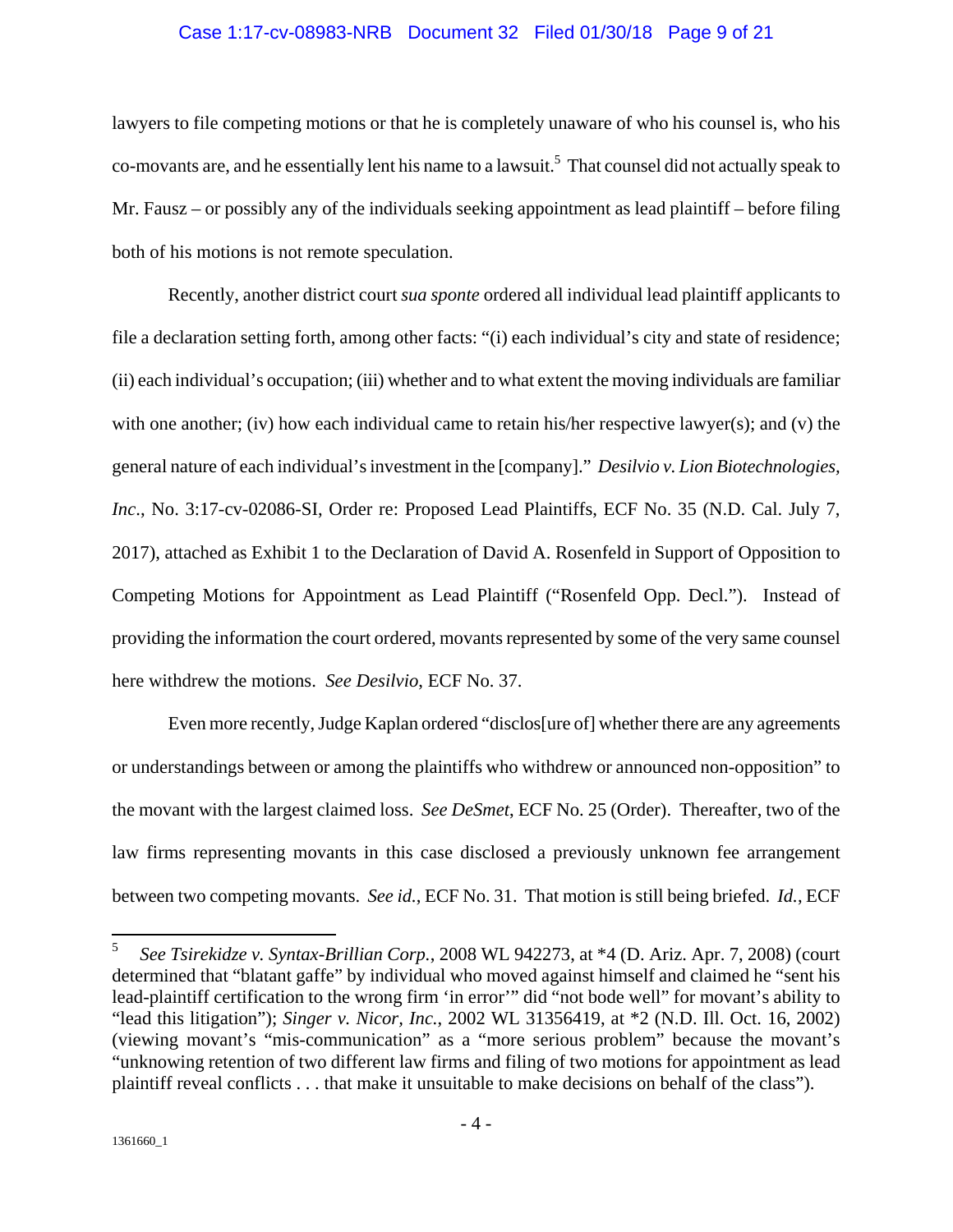lawyers to file competing motions or that he is completely unaware of who his counsel is, who his co-movants are, and he essentially lent his name to a lawsuit.[5] That counsel did not actually speak to Mr. Fausz – or possibly any of the individuals seeking appointment as lead plaintiff – before filing both of his motions is not remote speculation.

Recently, another district court *sua sponte* ordered all individual lead plaintiff applicants to file a declaration setting forth, among other facts: "(i) each individual's city and state of residence; (ii) each individual's occupation; (iii) whether and to what extent the moving individuals are familiar with one another; (iv) how each individual came to retain his/her respective lawyer(s); and (v) the general nature of each individual's investment in the [company]." *Desilvio v. Lion Biotechnologies, Inc*., No. 3:17-cv-02086-SI, Order re: Proposed Lead Plaintiffs, ECF No. 35 (N.D. Cal. July 7, 2017), attached as Exhibit 1 to the Declaration of David A. Rosenfeld in Support of Opposition to Competing Motions for Appointment as Lead Plaintiff ("Rosenfeld Opp. Decl."). Instead of providing the information the court ordered, movants represented by some of the very same counsel here withdrew the motions. *See Desilvio*, ECF No. 37.

Even more recently, Judge Kaplan ordered "disclos[ure of] whether there are any agreements or understandings between or among the plaintiffs who withdrew or announced non-opposition" to the movant with the largest claimed loss. *See DeSmet*, ECF No. 25 (Order). Thereafter, two of the law firms representing movants in this case disclosed a previously unknown fee arrangement between two competing movants. *See id.*, ECF No. 31. That motion is still being briefed. *Id.*, ECF

---

[5] *See Tsirekidze v. Syntax-Brillian Corp.*, 2008 WL 942273, at *4 (D. Ariz. Apr. 7, 2008) (court determined that "blatant gaffe" by individual who moved against himself and claimed he "sent his lead-plaintiff certification to the wrong firm 'in error'" did "not bode well" for movant's ability to "lead this litigation"); *Singer v. Nicor, Inc.*, 2002 WL 31356419, at *2 (N.D. Ill. Oct. 16, 2002) (viewing movant's "mis-communication" as a "more serious problem" because the movant's "unknowing retention of two different law firms and filing of two motions for appointment as lead plaintiff reveal conflicts . . . that make it unsuitable to make decisions on behalf of the class").

1361660_1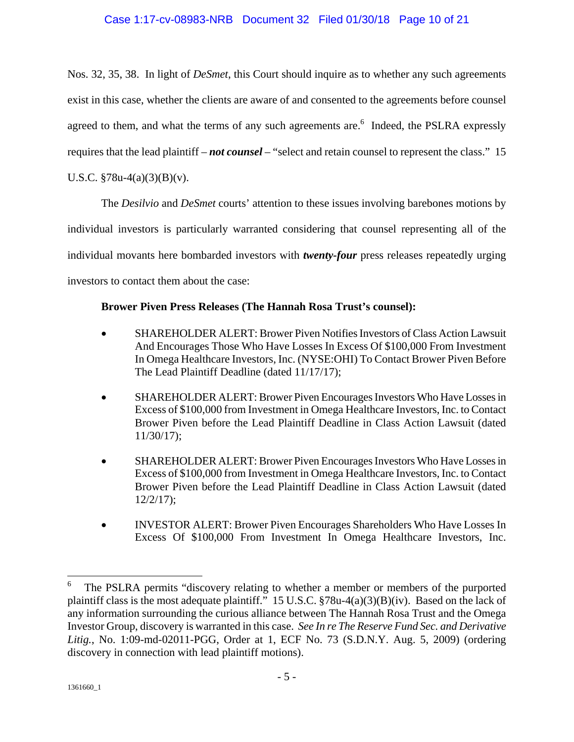Nos. 32, 35, 38. In light of *DeSmet*, this Court should inquire as to whether any such agreements exist in this case, whether the clients are aware of and consented to the agreements before counsel agreed to them, and what the terms of any such agreements are.[6] Indeed, the PSLRA expressly requires that the lead plaintiff – ***not counsel*** – "select and retain counsel to represent the class." 15 U.S.C. §78u-4(a)(3)(B)(v).

The *Desilvio* and *DeSmet* courts' attention to these issues involving barebones motions by individual investors is particularly warranted considering that counsel representing all of the individual movants here bombarded investors with ***twenty-four*** press releases repeatedly urging investors to contact them about the case:

**Brower Piven Press Releases (The Hannah Rosa Trust's counsel):**

- SHAREHOLDER ALERT: Brower Piven Notifies Investors of Class Action Lawsuit And Encourages Those Who Have Losses In Excess Of $100,000 From Investment In Omega Healthcare Investors, Inc. (NYSE:OHI) To Contact Brower Piven Before The Lead Plaintiff Deadline (dated 11/17/17);
- SHAREHOLDER ALERT: Brower Piven Encourages Investors Who Have Losses in Excess of $100,000 from Investment in Omega Healthcare Investors, Inc. to Contact Brower Piven before the Lead Plaintiff Deadline in Class Action Lawsuit (dated 11/30/17);
- SHAREHOLDER ALERT: Brower Piven Encourages Investors Who Have Losses in Excess of $100,000 from Investment in Omega Healthcare Investors, Inc. to Contact Brower Piven before the Lead Plaintiff Deadline in Class Action Lawsuit (dated 12/2/17);
- INVESTOR ALERT: Brower Piven Encourages Shareholders Who Have Losses In Excess Of $100,000 From Investment In Omega Healthcare Investors, Inc.

---

[6] The PSLRA permits "discovery relating to whether a member or members of the purported plaintiff class is the most adequate plaintiff." 15 U.S.C. §78u-4(a)(3)(B)(iv). Based on the lack of any information surrounding the curious alliance between The Hannah Rosa Trust and the Omega Investor Group, discovery is warranted in this case. *See In re The Reserve Fund Sec. and Derivative Litig.*, No. 1:09-md-02011-PGG, Order at 1, ECF No. 73 (S.D.N.Y. Aug. 5, 2009) (ordering discovery in connection with lead plaintiff motions).

1361660_1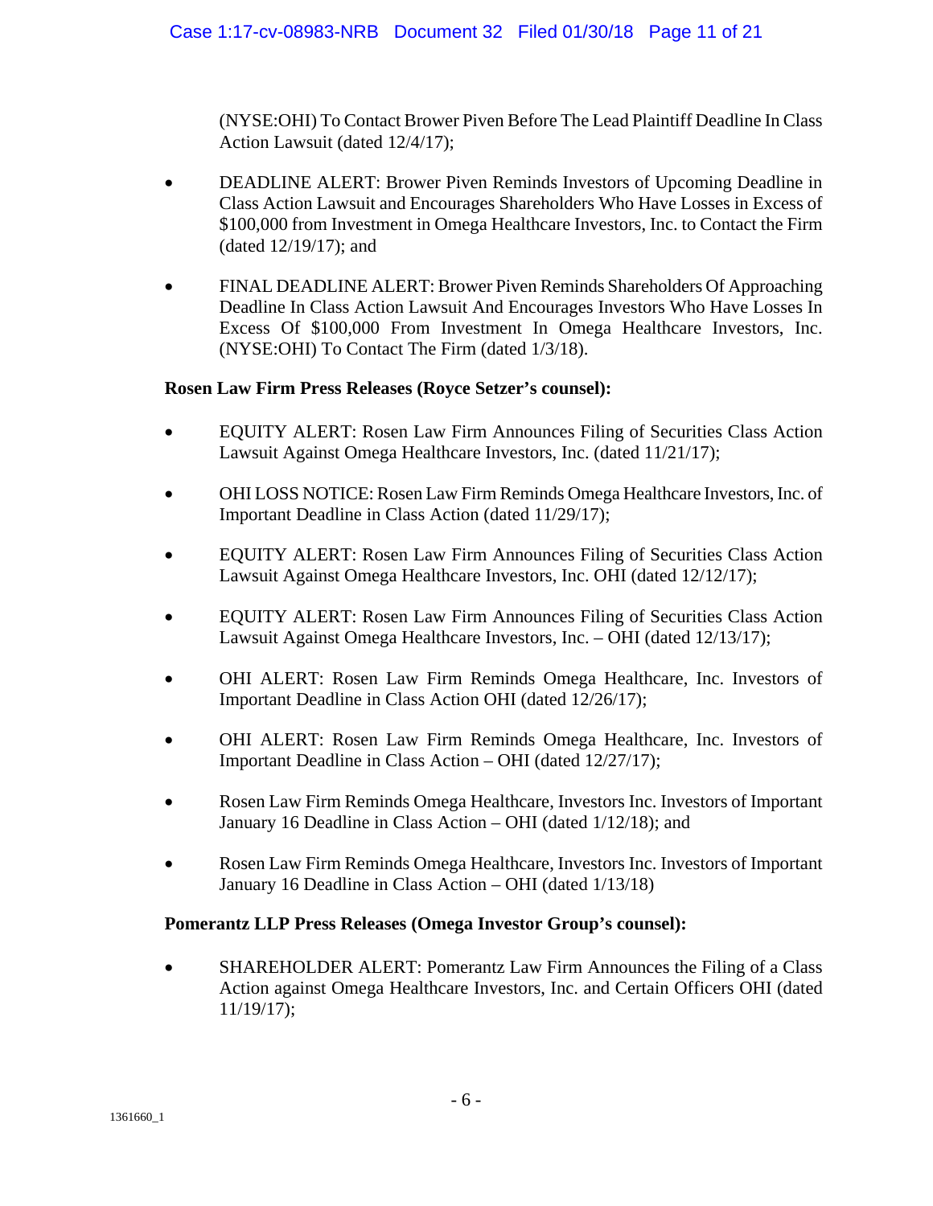(NYSE:OHI) To Contact Brower Piven Before The Lead Plaintiff Deadline In Class Action Lawsuit (dated 12/4/17);

- DEADLINE ALERT: Brower Piven Reminds Investors of Upcoming Deadline in Class Action Lawsuit and Encourages Shareholders Who Have Losses in Excess of $100,000 from Investment in Omega Healthcare Investors, Inc. to Contact the Firm (dated 12/19/17); and
- FINAL DEADLINE ALERT: Brower Piven Reminds Shareholders Of Approaching Deadline In Class Action Lawsuit And Encourages Investors Who Have Losses In Excess Of $100,000 From Investment In Omega Healthcare Investors, Inc. (NYSE:OHI) To Contact The Firm (dated 1/3/18).

**Rosen Law Firm Press Releases (Royce Setzer's counsel):**

- EQUITY ALERT: Rosen Law Firm Announces Filing of Securities Class Action Lawsuit Against Omega Healthcare Investors, Inc. (dated 11/21/17);
- OHI LOSS NOTICE: Rosen Law Firm Reminds Omega Healthcare Investors, Inc. of Important Deadline in Class Action (dated 11/29/17);
- EQUITY ALERT: Rosen Law Firm Announces Filing of Securities Class Action Lawsuit Against Omega Healthcare Investors, Inc. OHI (dated 12/12/17);
- EQUITY ALERT: Rosen Law Firm Announces Filing of Securities Class Action Lawsuit Against Omega Healthcare Investors, Inc. – OHI (dated 12/13/17);
- OHI ALERT: Rosen Law Firm Reminds Omega Healthcare, Inc. Investors of Important Deadline in Class Action OHI (dated 12/26/17);
- OHI ALERT: Rosen Law Firm Reminds Omega Healthcare, Inc. Investors of Important Deadline in Class Action – OHI (dated 12/27/17);
- Rosen Law Firm Reminds Omega Healthcare, Investors Inc. Investors of Important January 16 Deadline in Class Action – OHI (dated 1/12/18); and
- Rosen Law Firm Reminds Omega Healthcare, Investors Inc. Investors of Important January 16 Deadline in Class Action – OHI (dated 1/13/18)

**Pomerantz LLP Press Releases (Omega Investor Group's counsel):**

- SHAREHOLDER ALERT: Pomerantz Law Firm Announces the Filing of a Class Action against Omega Healthcare Investors, Inc. and Certain Officers OHI (dated 11/19/17);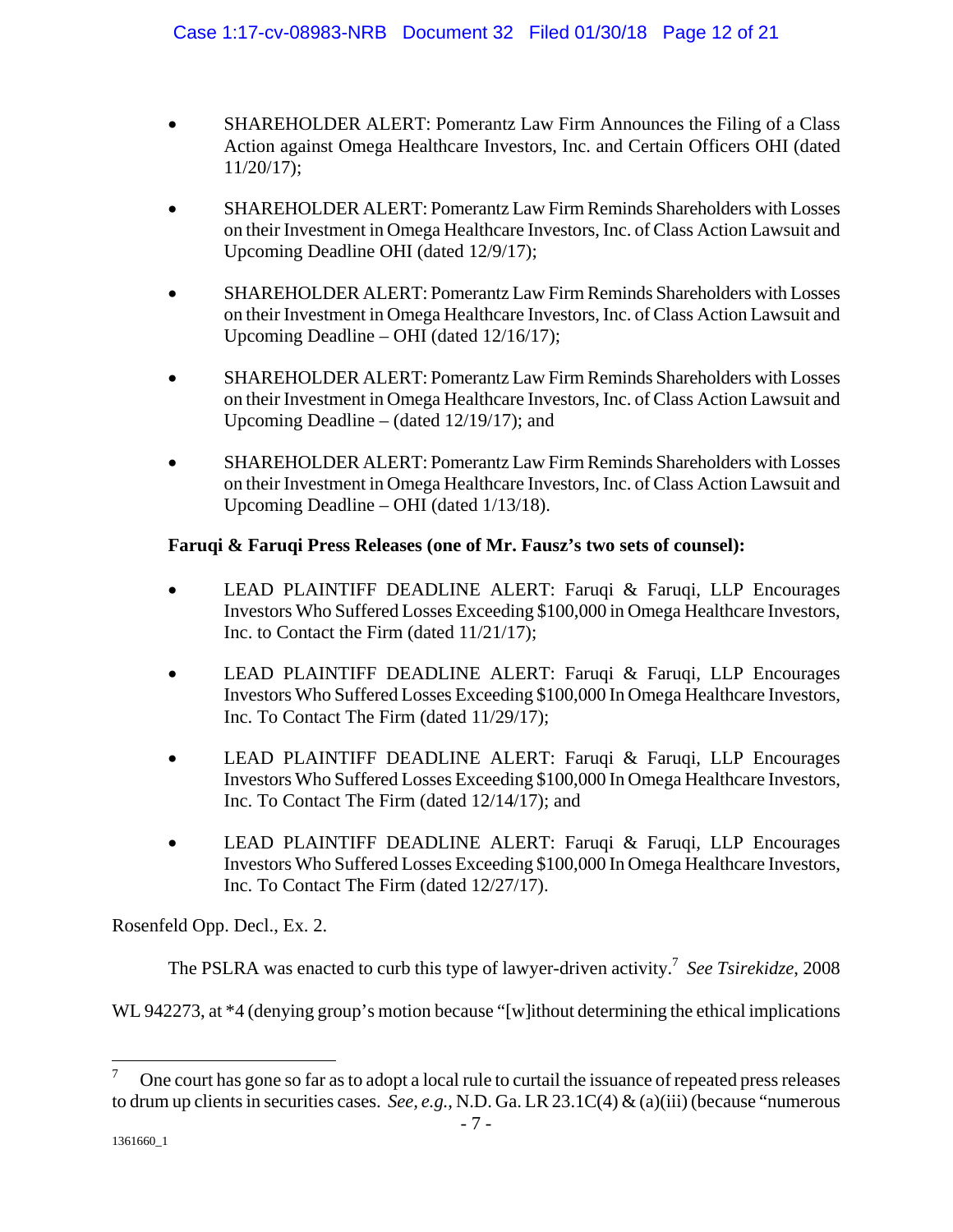- SHAREHOLDER ALERT: Pomerantz Law Firm Announces the Filing of a Class Action against Omega Healthcare Investors, Inc. and Certain Officers OHI (dated 11/20/17);

- SHAREHOLDER ALERT: Pomerantz Law Firm Reminds Shareholders with Losses on their Investment in Omega Healthcare Investors, Inc. of Class Action Lawsuit and Upcoming Deadline OHI (dated 12/9/17);

- SHAREHOLDER ALERT: Pomerantz Law Firm Reminds Shareholders with Losses on their Investment in Omega Healthcare Investors, Inc. of Class Action Lawsuit and Upcoming Deadline – OHI (dated 12/16/17);

- SHAREHOLDER ALERT: Pomerantz Law Firm Reminds Shareholders with Losses on their Investment in Omega Healthcare Investors, Inc. of Class Action Lawsuit and Upcoming Deadline – (dated 12/19/17); and

- SHAREHOLDER ALERT: Pomerantz Law Firm Reminds Shareholders with Losses on their Investment in Omega Healthcare Investors, Inc. of Class Action Lawsuit and Upcoming Deadline – OHI (dated 1/13/18).

**Faruqi & Faruqi Press Releases (one of Mr. Fausz's two sets of counsel):**

- LEAD PLAINTIFF DEADLINE ALERT: Faruqi & Faruqi, LLP Encourages Investors Who Suffered Losses Exceeding $100,000 in Omega Healthcare Investors, Inc. to Contact the Firm (dated 11/21/17);

- LEAD PLAINTIFF DEADLINE ALERT: Faruqi & Faruqi, LLP Encourages Investors Who Suffered Losses Exceeding $100,000 In Omega Healthcare Investors, Inc. To Contact The Firm (dated 11/29/17);

- LEAD PLAINTIFF DEADLINE ALERT: Faruqi & Faruqi, LLP Encourages Investors Who Suffered Losses Exceeding $100,000 In Omega Healthcare Investors, Inc. To Contact The Firm (dated 12/14/17); and

- LEAD PLAINTIFF DEADLINE ALERT: Faruqi & Faruqi, LLP Encourages Investors Who Suffered Losses Exceeding $100,000 In Omega Healthcare Investors, Inc. To Contact The Firm (dated 12/27/17).

Rosenfeld Opp. Decl., Ex. 2.

The PSLRA was enacted to curb this type of lawyer-driven activity.[7] *See Tsirekidze*, 2008 WL 942273, at *4 (denying group's motion because "[w]ithout determining the ethical implications

---

[7] One court has gone so far as to adopt a local rule to curtail the issuance of repeated press releases to drum up clients in securities cases. *See, e.g.*, N.D. Ga. LR 23.1C(4) & (a)(iii) (because "numerous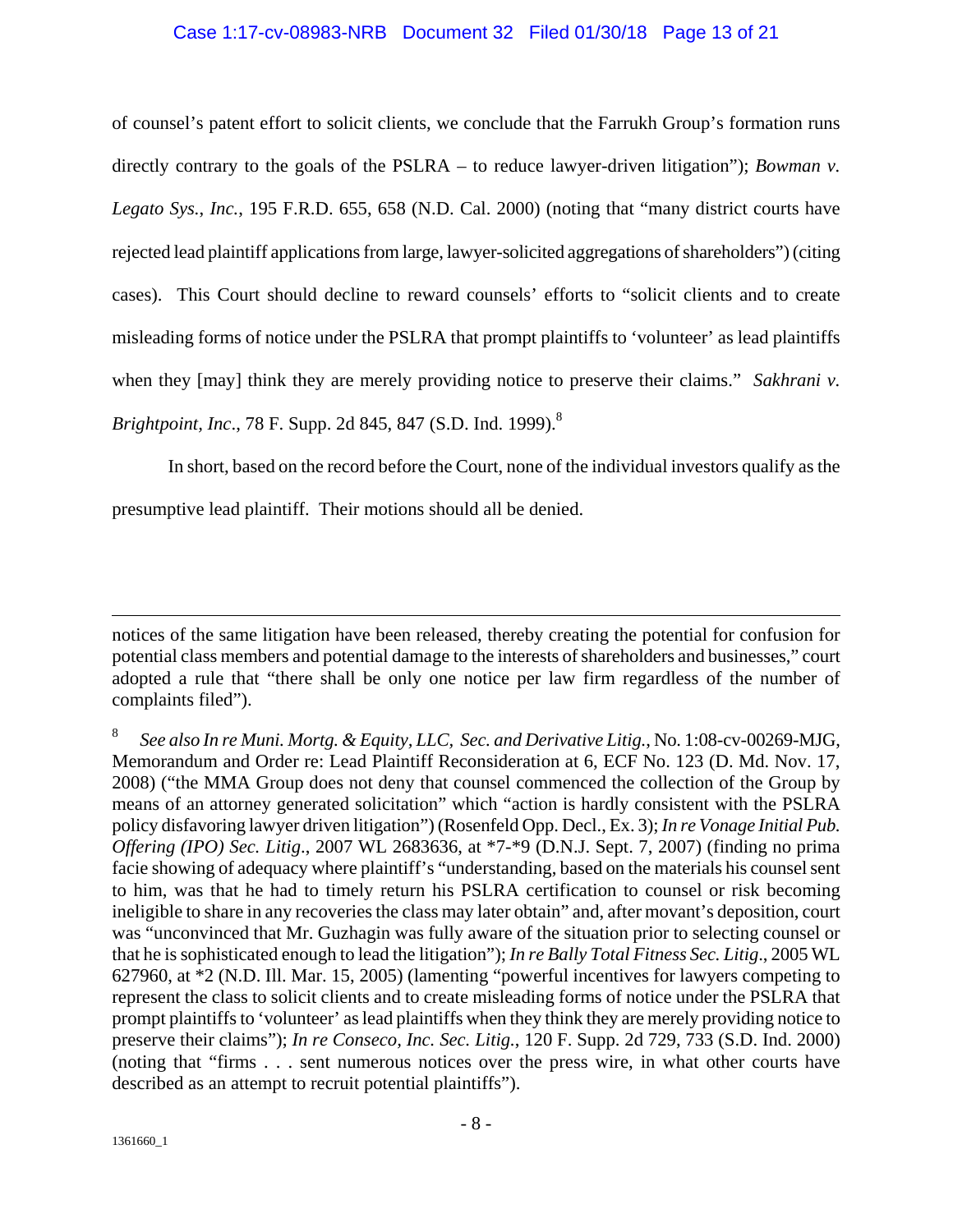of counsel's patent effort to solicit clients, we conclude that the Farrukh Group's formation runs directly contrary to the goals of the PSLRA – to reduce lawyer-driven litigation"); *Bowman v. Legato Sys., Inc.*, 195 F.R.D. 655, 658 (N.D. Cal. 2000) (noting that "many district courts have rejected lead plaintiff applications from large, lawyer-solicited aggregations of shareholders") (citing cases). This Court should decline to reward counsels' efforts to "solicit clients and to create misleading forms of notice under the PSLRA that prompt plaintiffs to 'volunteer' as lead plaintiffs when they [may] think they are merely providing notice to preserve their claims." *Sakhrani v. Brightpoint, Inc.*, 78 F. Supp. 2d 845, 847 (S.D. Ind. 1999).[8]

In short, based on the record before the Court, none of the individual investors qualify as the presumptive lead plaintiff. Their motions should all be denied.

---

notices of the same litigation have been released, thereby creating the potential for confusion for potential class members and potential damage to the interests of shareholders and businesses," court adopted a rule that "there shall be only one notice per law firm regardless of the number of complaints filed").

[8] *See also In re Muni. Mortg. & Equity, LLC, Sec. and Derivative Litig.*, No. 1:08-cv-00269-MJG, Memorandum and Order re: Lead Plaintiff Reconsideration at 6, ECF No. 123 (D. Md. Nov. 17, 2008) ("the MMA Group does not deny that counsel commenced the collection of the Group by means of an attorney generated solicitation" which "action is hardly consistent with the PSLRA policy disfavoring lawyer driven litigation") (Rosenfeld Opp. Decl., Ex. 3); *In re Vonage Initial Pub. Offering (IPO) Sec. Litig.*, 2007 WL 2683636, at *7-*9 (D.N.J. Sept. 7, 2007) (finding no prima facie showing of adequacy where plaintiff's "understanding, based on the materials his counsel sent to him, was that he had to timely return his PSLRA certification to counsel or risk becoming ineligible to share in any recoveries the class may later obtain" and, after movant's deposition, court was "unconvinced that Mr. Guzhagin was fully aware of the situation prior to selecting counsel or that he is sophisticated enough to lead the litigation"); *In re Bally Total Fitness Sec. Litig.*, 2005 WL 627960, at *2 (N.D. Ill. Mar. 15, 2005) (lamenting "powerful incentives for lawyers competing to represent the class to solicit clients and to create misleading forms of notice under the PSLRA that prompt plaintiffs to 'volunteer' as lead plaintiffs when they think they are merely providing notice to preserve their claims"); *In re Conseco, Inc. Sec. Litig.*, 120 F. Supp. 2d 729, 733 (S.D. Ind. 2000) (noting that "firms . . . sent numerous notices over the press wire, in what other courts have described as an attempt to recruit potential plaintiffs").

1361660_1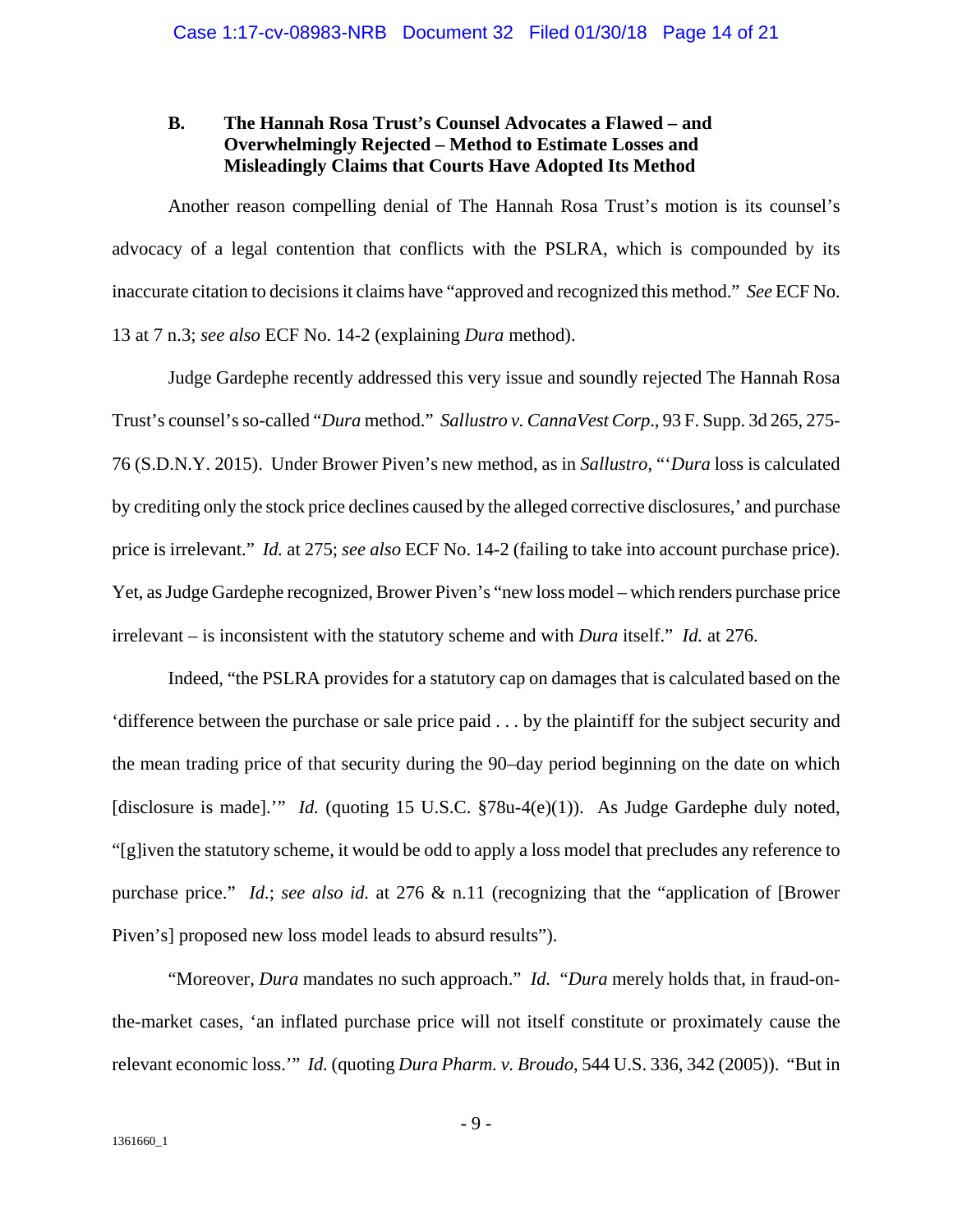### B. The Hannah Rosa Trust's Counsel Advocates a Flawed – and Overwhelmingly Rejected – Method to Estimate Losses and Misleadingly Claims that Courts Have Adopted Its Method

Another reason compelling denial of The Hannah Rosa Trust's motion is its counsel's advocacy of a legal contention that conflicts with the PSLRA, which is compounded by its inaccurate citation to decisions it claims have "approved and recognized this method." *See* ECF No. 13 at 7 n.3; *see also* ECF No. 14-2 (explaining *Dura* method).

Judge Gardephe recently addressed this very issue and soundly rejected The Hannah Rosa Trust's counsel's so-called "*Dura* method." *Sallustro v. CannaVest Corp*., 93 F. Supp. 3d 265, 275-76 (S.D.N.Y. 2015). Under Brower Piven's new method, as in *Sallustro*, "'*Dura* loss is calculated by crediting only the stock price declines caused by the alleged corrective disclosures,' and purchase price is irrelevant." *Id.* at 275; *see also* ECF No. 14-2 (failing to take into account purchase price). Yet, as Judge Gardephe recognized, Brower Piven's "new loss model – which renders purchase price irrelevant – is inconsistent with the statutory scheme and with *Dura* itself." *Id.* at 276.

Indeed, "the PSLRA provides for a statutory cap on damages that is calculated based on the 'difference between the purchase or sale price paid . . . by the plaintiff for the subject security and the mean trading price of that security during the 90–day period beginning on the date on which [disclosure is made].'" *Id.* (quoting 15 U.S.C. §78u-4(e)(1)). As Judge Gardephe duly noted, "[g]iven the statutory scheme, it would be odd to apply a loss model that precludes any reference to purchase price." *Id.*; *see also id.* at 276 & n.11 (recognizing that the "application of [Brower Piven's] proposed new loss model leads to absurd results").

"Moreover, *Dura* mandates no such approach." *Id.* "*Dura* merely holds that, in fraud-on-the-market cases, 'an inflated purchase price will not itself constitute or proximately cause the relevant economic loss.'" *Id.* (quoting *Dura Pharm. v. Broudo*, 544 U.S. 336, 342 (2005)). "But in

1361660_1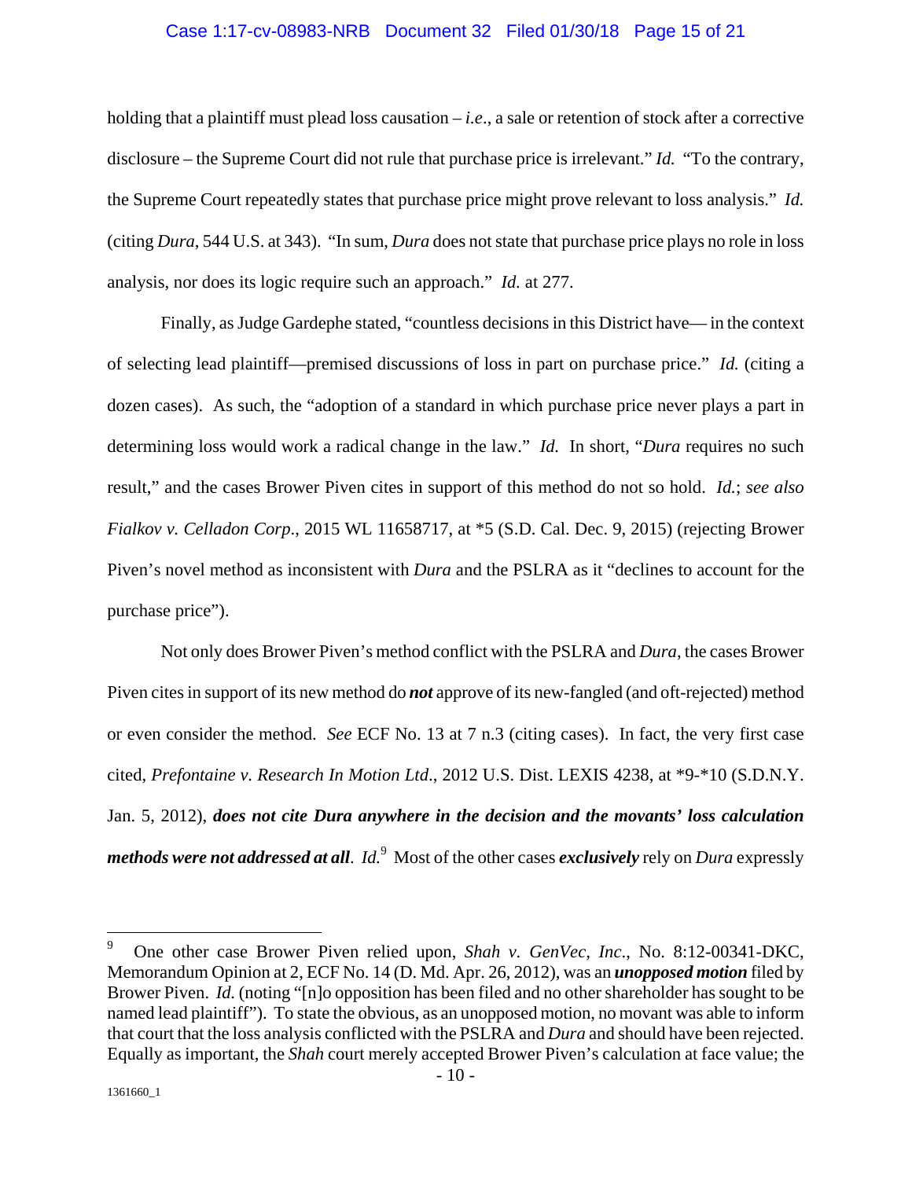holding that a plaintiff must plead loss causation – *i.e*., a sale or retention of stock after a corrective disclosure – the Supreme Court did not rule that purchase price is irrelevant." *Id.* "To the contrary, the Supreme Court repeatedly states that purchase price might prove relevant to loss analysis." *Id.* (citing *Dura*, 544 U.S. at 343). "In sum, *Dura* does not state that purchase price plays no role in loss analysis, nor does its logic require such an approach." *Id.* at 277.

Finally, as Judge Gardephe stated, "countless decisions in this District have— in the context of selecting lead plaintiff—premised discussions of loss in part on purchase price." *Id.* (citing a dozen cases). As such, the "adoption of a standard in which purchase price never plays a part in determining loss would work a radical change in the law." *Id.* In short, "*Dura* requires no such result," and the cases Brower Piven cites in support of this method do not so hold. *Id.*; *see also Fialkov v. Celladon Corp*., 2015 WL 11658717, at *5 (S.D. Cal. Dec. 9, 2015) (rejecting Brower Piven's novel method as inconsistent with *Dura* and the PSLRA as it "declines to account for the purchase price").

Not only does Brower Piven's method conflict with the PSLRA and *Dura*, the cases Brower Piven cites in support of its new method do ***not*** approve of its new-fangled (and oft-rejected) method or even consider the method. *See* ECF No. 13 at 7 n.3 (citing cases). In fact, the very first case cited, *Prefontaine v. Research In Motion Ltd*., 2012 U.S. Dist. LEXIS 4238, at *9-*10 (S.D.N.Y. Jan. 5, 2012), ***does not cite Dura anywhere in the decision and the movants' loss calculation methods were not addressed at all***. *Id.*[9] Most of the other cases ***exclusively*** rely on *Dura* expressly

[9] One other case Brower Piven relied upon, *Shah v. GenVec, Inc*., No. 8:12-00341-DKC, Memorandum Opinion at 2, ECF No. 14 (D. Md. Apr. 26, 2012), was an ***unopposed motion*** filed by Brower Piven. *Id.* (noting "[n]o opposition has been filed and no other shareholder has sought to be named lead plaintiff"). To state the obvious, as an unopposed motion, no movant was able to inform that court that the loss analysis conflicted with the PSLRA and *Dura* and should have been rejected. Equally as important, the *Shah* court merely accepted Brower Piven's calculation at face value; the

1361660_1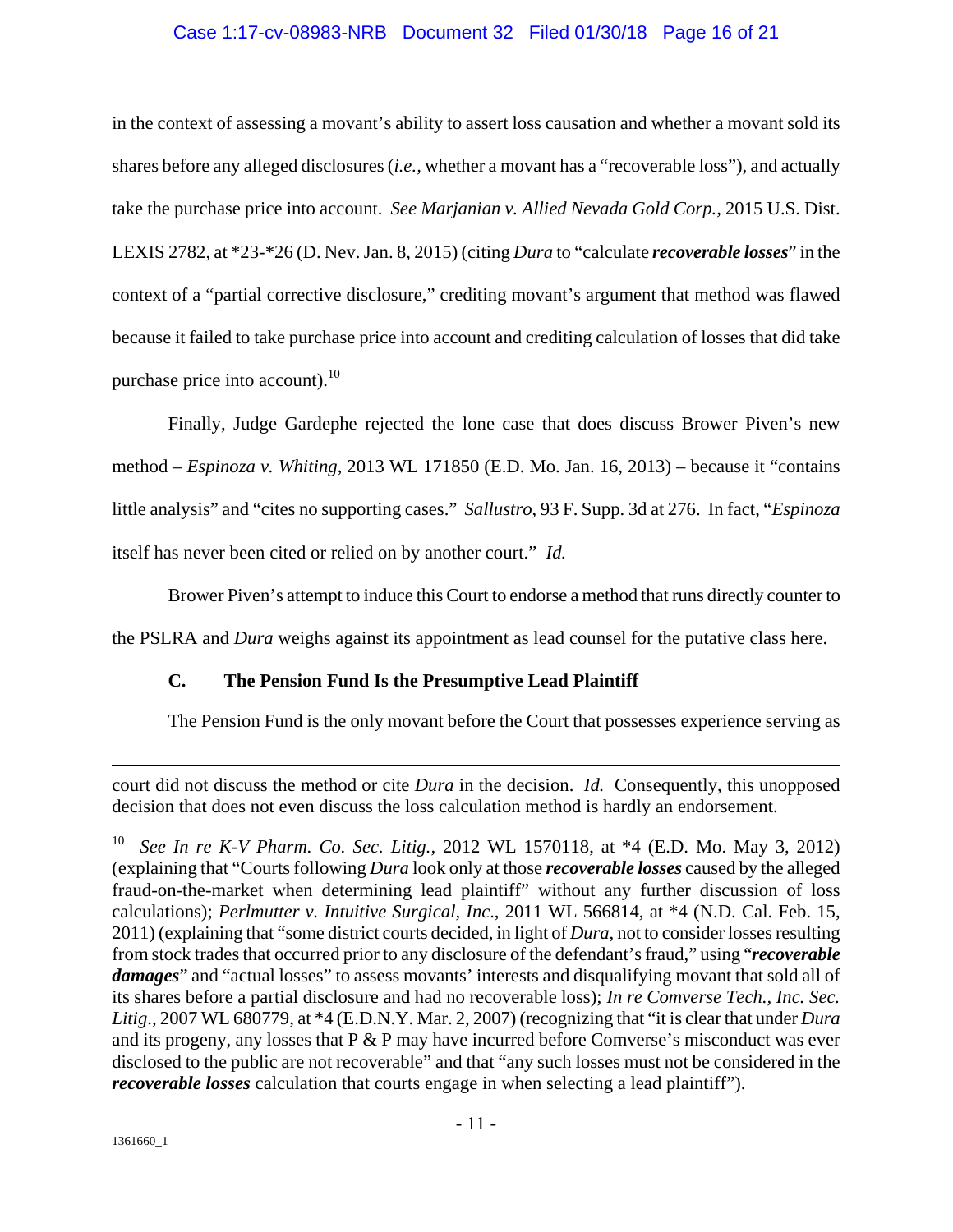in the context of assessing a movant's ability to assert loss causation and whether a movant sold its shares before any alleged disclosures (*i.e.*, whether a movant has a "recoverable loss"), and actually take the purchase price into account. *See Marjanian v. Allied Nevada Gold Corp.*, 2015 U.S. Dist. LEXIS 2782, at *23-*26 (D. Nev. Jan. 8, 2015) (citing *Dura* to "calculate ***recoverable losses***" in the context of a "partial corrective disclosure," crediting movant's argument that method was flawed because it failed to take purchase price into account and crediting calculation of losses that did take purchase price into account).[10]

Finally, Judge Gardephe rejected the lone case that does discuss Brower Piven's new method – *Espinoza v. Whiting*, 2013 WL 171850 (E.D. Mo. Jan. 16, 2013) – because it "contains little analysis" and "cites no supporting cases." *Sallustro*, 93 F. Supp. 3d at 276. In fact, "*Espinoza* itself has never been cited or relied on by another court." *Id.*

Brower Piven's attempt to induce this Court to endorse a method that runs directly counter to the PSLRA and *Dura* weighs against its appointment as lead counsel for the putative class here.

### C. The Pension Fund Is the Presumptive Lead Plaintiff

The Pension Fund is the only movant before the Court that possesses experience serving as

---

court did not discuss the method or cite *Dura* in the decision. *Id.* Consequently, this unopposed decision that does not even discuss the loss calculation method is hardly an endorsement.

[10] *See In re K-V Pharm. Co. Sec. Litig.*, 2012 WL 1570118, at *4 (E.D. Mo. May 3, 2012) (explaining that "Courts following *Dura* look only at those ***recoverable losses*** caused by the alleged fraud-on-the-market when determining lead plaintiff" without any further discussion of loss calculations); *Perlmutter v. Intuitive Surgical, Inc*., 2011 WL 566814, at *4 (N.D. Cal. Feb. 15, 2011) (explaining that "some district courts decided, in light of *Dura*, not to consider losses resulting from stock trades that occurred prior to any disclosure of the defendant's fraud," using "***recoverable damages***" and "actual losses" to assess movants' interests and disqualifying movant that sold all of its shares before a partial disclosure and had no recoverable loss); *In re Comverse Tech., Inc. Sec. Litig*., 2007 WL 680779, at *4 (E.D.N.Y. Mar. 2, 2007) (recognizing that "it is clear that under *Dura* and its progeny, any losses that P & P may have incurred before Comverse's misconduct was ever disclosed to the public are not recoverable" and that "any such losses must not be considered in the ***recoverable losses*** calculation that courts engage in when selecting a lead plaintiff").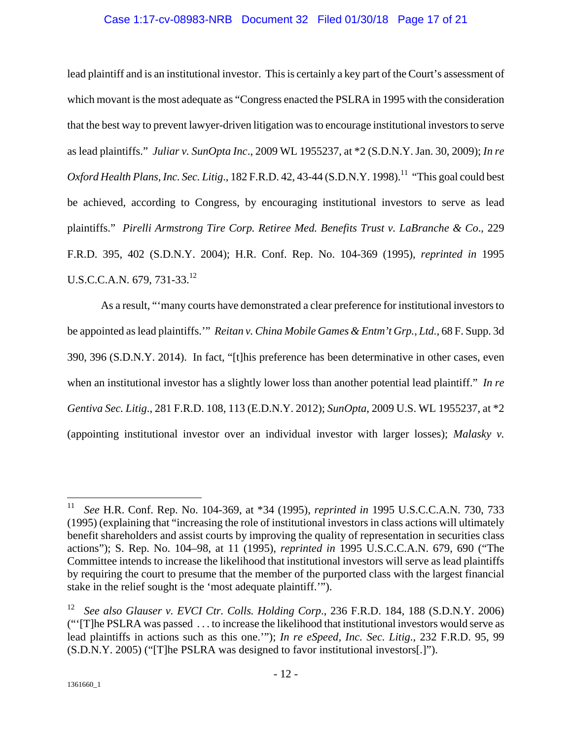lead plaintiff and is an institutional investor. This is certainly a key part of the Court's assessment of which movant is the most adequate as "Congress enacted the PSLRA in 1995 with the consideration that the best way to prevent lawyer-driven litigation was to encourage institutional investors to serve as lead plaintiffs." *Juliar v. SunOpta Inc*., 2009 WL 1955237, at *2 (S.D.N.Y. Jan. 30, 2009); *In re Oxford Health Plans, Inc. Sec. Litig*., 182 F.R.D. 42, 43-44 (S.D.N.Y. 1998).[11] "This goal could best be achieved, according to Congress, by encouraging institutional investors to serve as lead plaintiffs." *Pirelli Armstrong Tire Corp. Retiree Med. Benefits Trust v. LaBranche & Co*., 229 F.R.D. 395, 402 (S.D.N.Y. 2004); H.R. Conf. Rep. No. 104-369 (1995), *reprinted in* 1995 U.S.C.C.A.N. 679, 731-33.[12]

As a result, "'many courts have demonstrated a clear preference for institutional investors to be appointed as lead plaintiffs.'" *Reitan v. China Mobile Games & Entm't Grp., Ltd.*, 68 F. Supp. 3d 390, 396 (S.D.N.Y. 2014). In fact, "[t]his preference has been determinative in other cases, even when an institutional investor has a slightly lower loss than another potential lead plaintiff." *In re Gentiva Sec. Litig*., 281 F.R.D. 108, 113 (E.D.N.Y. 2012); *SunOpta*, 2009 U.S. WL 1955237, at *2 (appointing institutional investor over an individual investor with larger losses); *Malasky v.*

---

[11] *See* H.R. Conf. Rep. No. 104-369, at *34 (1995), *reprinted in* 1995 U.S.C.C.A.N. 730, 733 (1995) (explaining that "increasing the role of institutional investors in class actions will ultimately benefit shareholders and assist courts by improving the quality of representation in securities class actions"); S. Rep. No. 104–98, at 11 (1995), *reprinted in* 1995 U.S.C.C.A.N. 679, 690 ("The Committee intends to increase the likelihood that institutional investors will serve as lead plaintiffs by requiring the court to presume that the member of the purported class with the largest financial stake in the relief sought is the 'most adequate plaintiff.'").

[12] *See also Glauser v. EVCI Ctr. Colls. Holding Corp*., 236 F.R.D. 184, 188 (S.D.N.Y. 2006) ("'[T]he PSLRA was passed . . . to increase the likelihood that institutional investors would serve as lead plaintiffs in actions such as this one.'"); *In re eSpeed, Inc. Sec. Litig*., 232 F.R.D. 95, 99 (S.D.N.Y. 2005) ("[T]he PSLRA was designed to favor institutional investors[.]").

1361660_1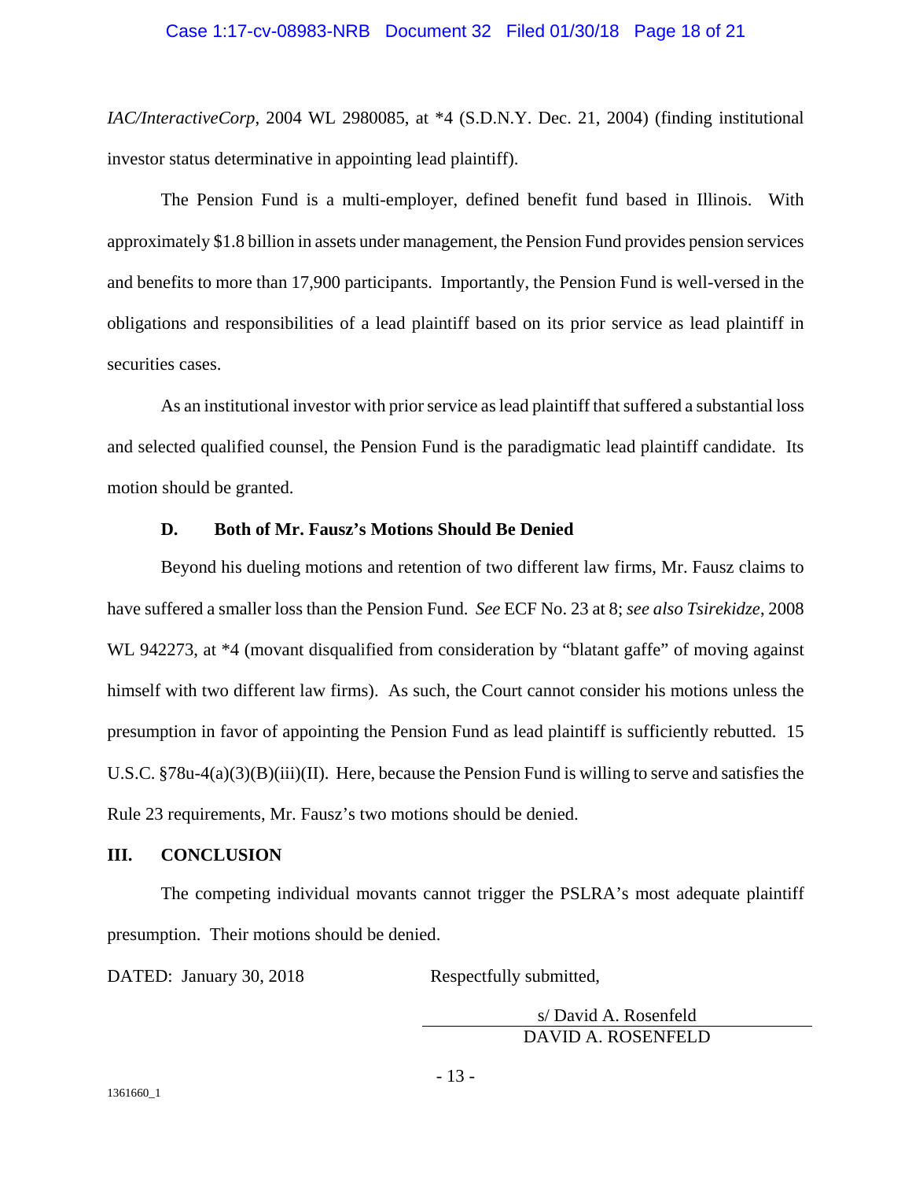*IAC/InteractiveCorp*, 2004 WL 2980085, at *4 (S.D.N.Y. Dec. 21, 2004) (finding institutional investor status determinative in appointing lead plaintiff).

The Pension Fund is a multi-employer, defined benefit fund based in Illinois. With approximately $1.8 billion in assets under management, the Pension Fund provides pension services and benefits to more than 17,900 participants. Importantly, the Pension Fund is well-versed in the obligations and responsibilities of a lead plaintiff based on its prior service as lead plaintiff in securities cases.

As an institutional investor with prior service as lead plaintiff that suffered a substantial loss and selected qualified counsel, the Pension Fund is the paradigmatic lead plaintiff candidate. Its motion should be granted.

### D. Both of Mr. Fausz's Motions Should Be Denied

Beyond his dueling motions and retention of two different law firms, Mr. Fausz claims to have suffered a smaller loss than the Pension Fund. *See* ECF No. 23 at 8; *see also Tsirekidze*, 2008 WL 942273, at *4 (movant disqualified from consideration by "blatant gaffe" of moving against himself with two different law firms). As such, the Court cannot consider his motions unless the presumption in favor of appointing the Pension Fund as lead plaintiff is sufficiently rebutted. 15 U.S.C. §78u-4(a)(3)(B)(iii)(II). Here, because the Pension Fund is willing to serve and satisfies the Rule 23 requirements, Mr. Fausz's two motions should be denied.

## III. CONCLUSION

The competing individual movants cannot trigger the PSLRA's most adequate plaintiff presumption. Their motions should be denied.

DATED: January 30, 2018

Respectfully submitted,

s/ David A. Rosenfeld
DAVID A. ROSENFELD

1361660_1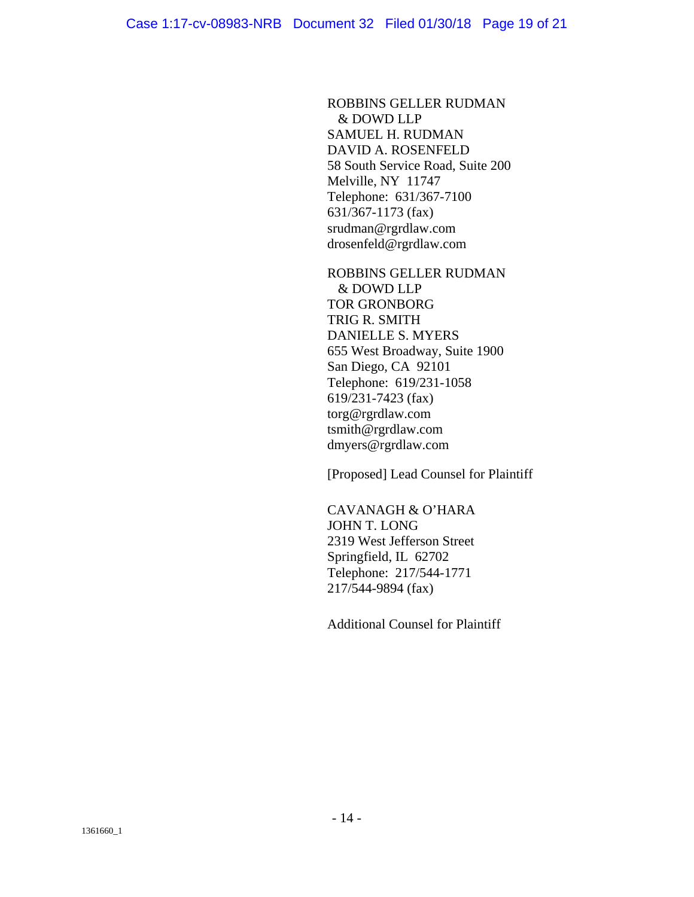ROBBINS GELLER RUDMAN
& DOWD LLP
SAMUEL H. RUDMAN
DAVID A. ROSENFELD
58 South Service Road, Suite 200
Melville, NY 11747
Telephone: 631/367-7100
631/367-1173 (fax)
srudman@rgrdlaw.com
drosenfeld@rgrdlaw.com

ROBBINS GELLER RUDMAN
& DOWD LLP
TOR GRONBORG
TRIG R. SMITH
DANIELLE S. MYERS
655 West Broadway, Suite 1900
San Diego, CA 92101
Telephone: 619/231-1058
619/231-7423 (fax)
torg@rgrdlaw.com
tsmith@rgrdlaw.com
dmyers@rgrdlaw.com

[Proposed] Lead Counsel for Plaintiff

CAVANAGH & O'HARA
JOHN T. LONG
2319 West Jefferson Street
Springfield, IL 62702
Telephone: 217/544-1771
217/544-9894 (fax)

Additional Counsel for Plaintiff

1361660_1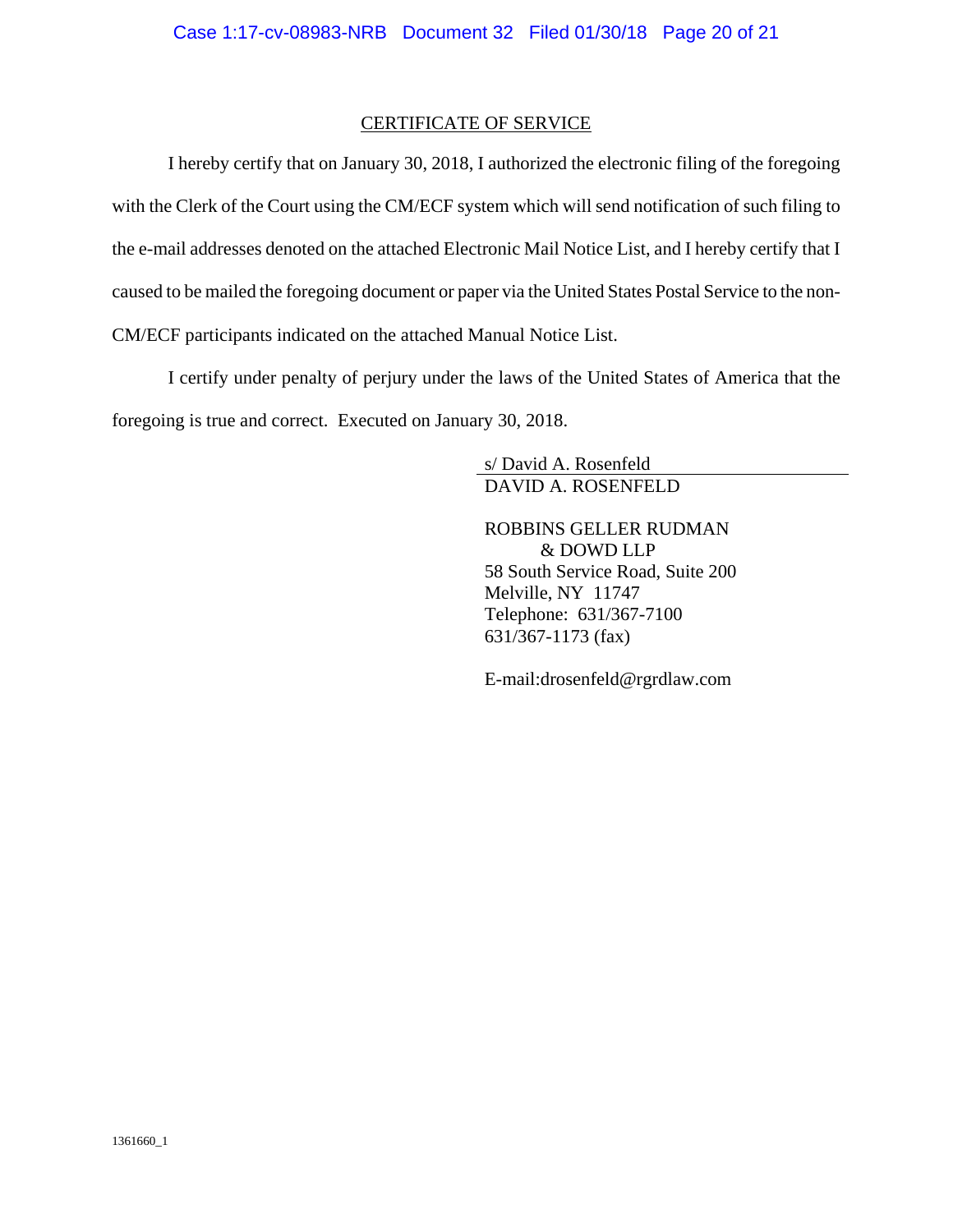## CERTIFICATE OF SERVICE

I hereby certify that on January 30, 2018, I authorized the electronic filing of the foregoing with the Clerk of the Court using the CM/ECF system which will send notification of such filing to the e-mail addresses denoted on the attached Electronic Mail Notice List, and I hereby certify that I caused to be mailed the foregoing document or paper via the United States Postal Service to the non-CM/ECF participants indicated on the attached Manual Notice List.

I certify under penalty of perjury under the laws of the United States of America that the foregoing is true and correct. Executed on January 30, 2018.

s/ David A. Rosenfeld
DAVID A. ROSENFELD

ROBBINS GELLER RUDMAN
& DOWD LLP
58 South Service Road, Suite 200
Melville, NY 11747
Telephone: 631/367-7100
631/367-1173 (fax)

E-mail:drosenfeld@rgrdlaw.com

1361660_1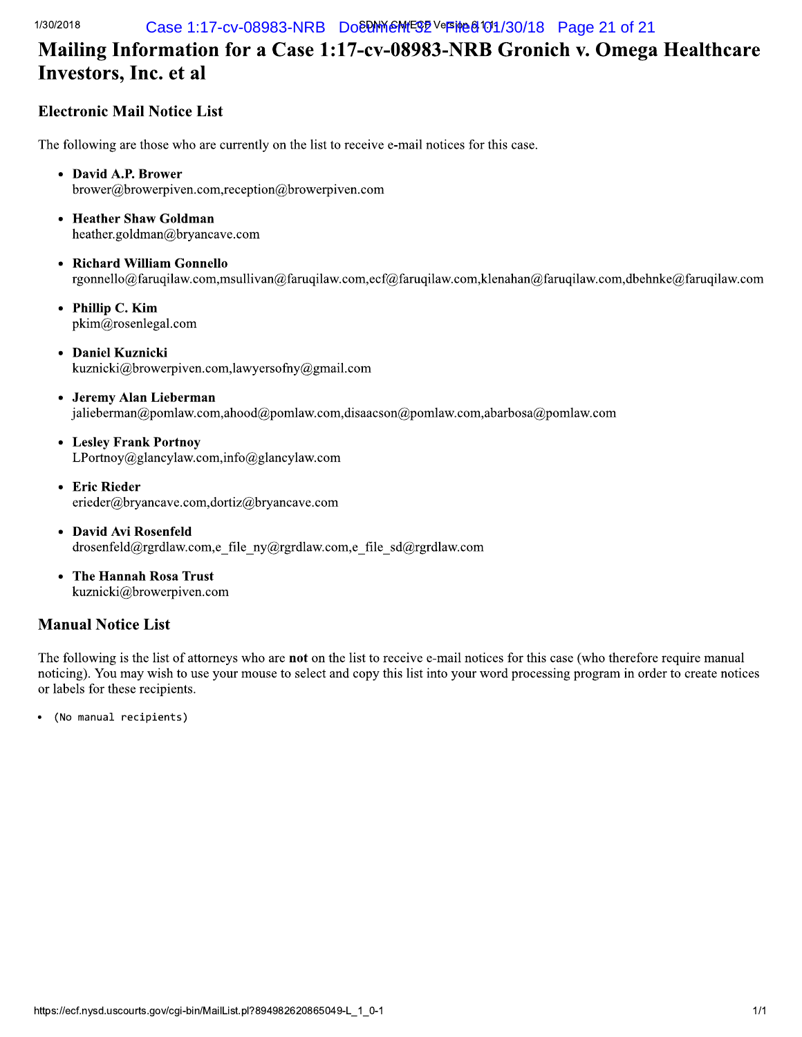# Mailing Information for a Case 1:17-cv-08983-NRB Gronich v. Omega Healthcare Investors, Inc. et al

## Electronic Mail Notice List

The following are those who are currently on the list to receive e-mail notices for this case.

- **David A.P. Brower**
  brower@browerpiven.com,reception@browerpiven.com
- **Heather Shaw Goldman**
  heather.goldman@bryancave.com
- **Richard William Gonnello**
  rgonnello@faruqilaw.com,msullivan@faruqilaw.com,ecf@faruqilaw.com,klenahan@faruqilaw.com,dbehnke@faruqilaw.com
- **Phillip C. Kim**
  pkim@rosenlegal.com
- **Daniel Kuznicki**
  kuznicki@browerpiven.com,lawyersofny@gmail.com
- **Jeremy Alan Lieberman**
  jalieberman@pomlaw.com,ahood@pomlaw.com,disaacson@pomlaw.com,abarbosa@pomlaw.com
- **Lesley Frank Portnoy**
  LPortnoy@glancylaw.com,info@glancylaw.com
- **Eric Rieder**
  erieder@bryancave.com,dortiz@bryancave.com
- **David Avi Rosenfeld**
  drosenfeld@rgrdlaw.com,e_file_ny@rgrdlaw.com,e_file_sd@rgrdlaw.com
- **The Hannah Rosa Trust**
  kuznicki@browerpiven.com

## Manual Notice List

The following is the list of attorneys who are **not** on the list to receive e-mail notices for this case (who therefore require manual noticing). You may wish to use your mouse to select and copy this list into your word processing program in order to create notices or labels for these recipients.

- (No manual recipients)